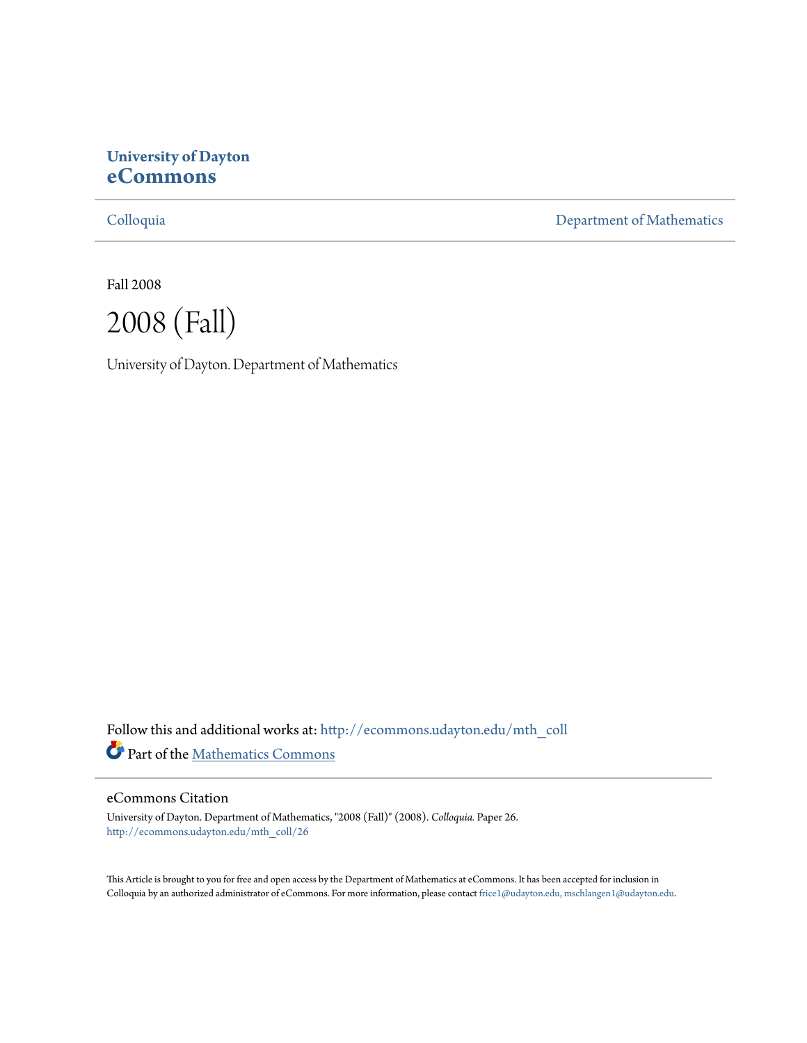**University of Dayton**
**eCommons**

Colloquia Department of Mathematics

Fall 2008

# 2008 (Fall)

University of Dayton. Department of Mathematics

Follow this and additional works at: http://ecommons.udayton.edu/mth_coll

Part of the Mathematics Commons

## eCommons Citation

University of Dayton. Department of Mathematics, "2008 (Fall)" (2008). *Colloquia.* Paper 26.
http://ecommons.udayton.edu/mth_coll/26

This Article is brought to you for free and open access by the Department of Mathematics at eCommons. It has been accepted for inclusion in Colloquia by an authorized administrator of eCommons. For more information, please contact frice1@udayton.edu, mschlangen1@udayton.edu.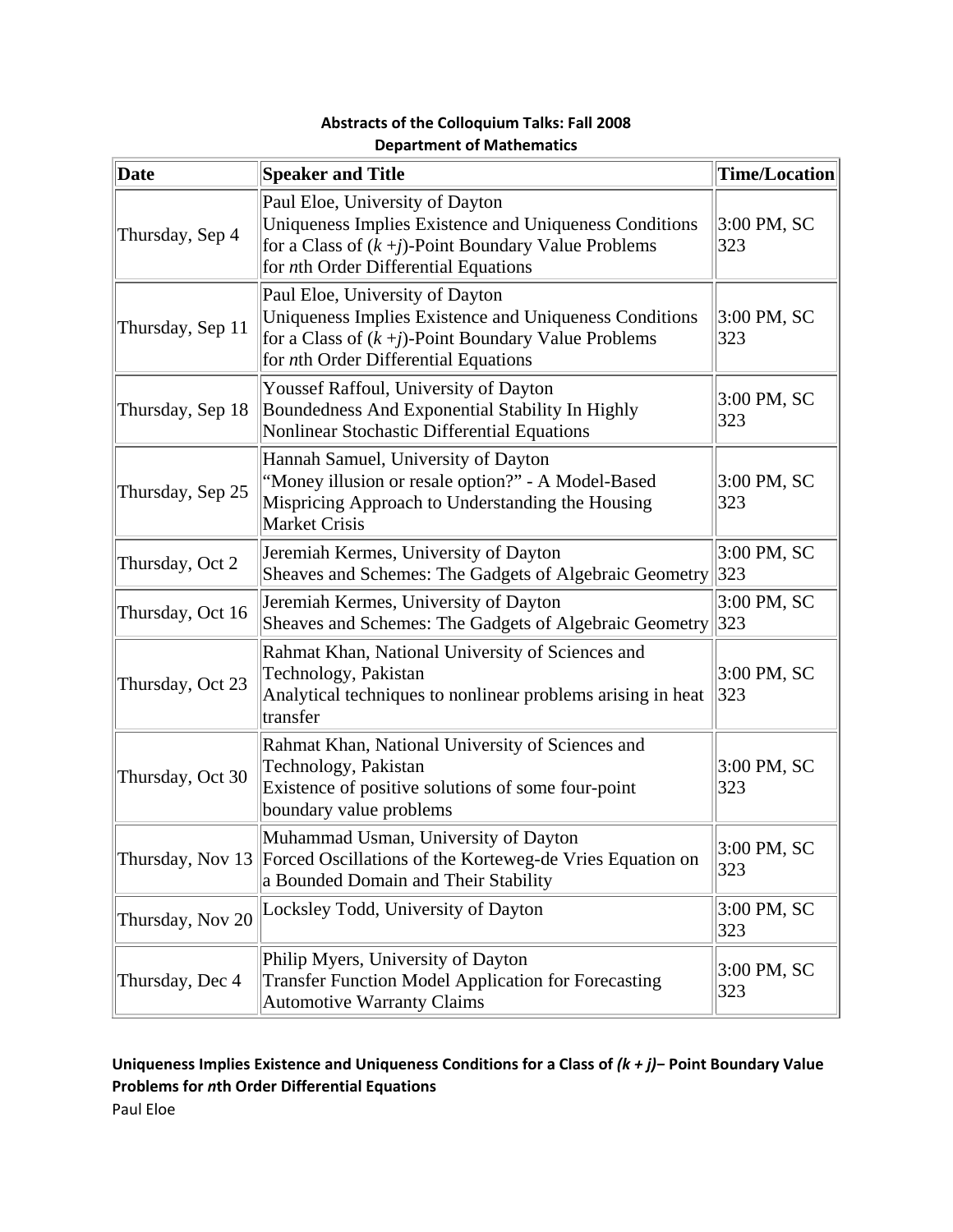**Abstracts of the Colloquium Talks: Fall 2008**
**Department of Mathematics**

| Date | Speaker and Title | Time/Location |
|---|---|---|
| Thursday, Sep 4 | Paul Eloe, University of Dayton<br>Uniqueness Implies Existence and Uniqueness Conditions for a Class of $(k+j)$-Point Boundary Value Problems for *n*th Order Differential Equations | 3:00 PM, SC 323 |
| Thursday, Sep 11 | Paul Eloe, University of Dayton<br>Uniqueness Implies Existence and Uniqueness Conditions for a Class of $(k+j)$-Point Boundary Value Problems for *n*th Order Differential Equations | 3:00 PM, SC 323 |
| Thursday, Sep 18 | Youssef Raffoul, University of Dayton<br>Boundedness And Exponential Stability In Highly Nonlinear Stochastic Differential Equations | 3:00 PM, SC 323 |
| Thursday, Sep 25 | Hannah Samuel, University of Dayton<br>"Money illusion or resale option?" - A Model-Based Mispricing Approach to Understanding the Housing Market Crisis | 3:00 PM, SC 323 |
| Thursday, Oct 2 | Jeremiah Kermes, University of Dayton<br>Sheaves and Schemes: The Gadgets of Algebraic Geometry | 3:00 PM, SC 323 |
| Thursday, Oct 16 | Jeremiah Kermes, University of Dayton<br>Sheaves and Schemes: The Gadgets of Algebraic Geometry | 3:00 PM, SC 323 |
| Thursday, Oct 23 | Rahmat Khan, National University of Sciences and Technology, Pakistan<br>Analytical techniques to nonlinear problems arising in heat transfer | 3:00 PM, SC 323 |
| Thursday, Oct 30 | Rahmat Khan, National University of Sciences and Technology, Pakistan<br>Existence of positive solutions of some four-point boundary value problems | 3:00 PM, SC 323 |
| Thursday, Nov 13 | Muhammad Usman, University of Dayton<br>Forced Oscillations of the Korteweg-de Vries Equation on a Bounded Domain and Their Stability | 3:00 PM, SC 323 |
| Thursday, Nov 20 | Locksley Todd, University of Dayton | 3:00 PM, SC 323 |
| Thursday, Dec 4 | Philip Myers, University of Dayton<br>Transfer Function Model Application for Forecasting Automotive Warranty Claims | 3:00 PM, SC 323 |

**Uniqueness Implies Existence and Uniqueness Conditions for a Class of $(k + j)$– Point Boundary Value Problems for *n*th Order Differential Equations**

Paul Eloe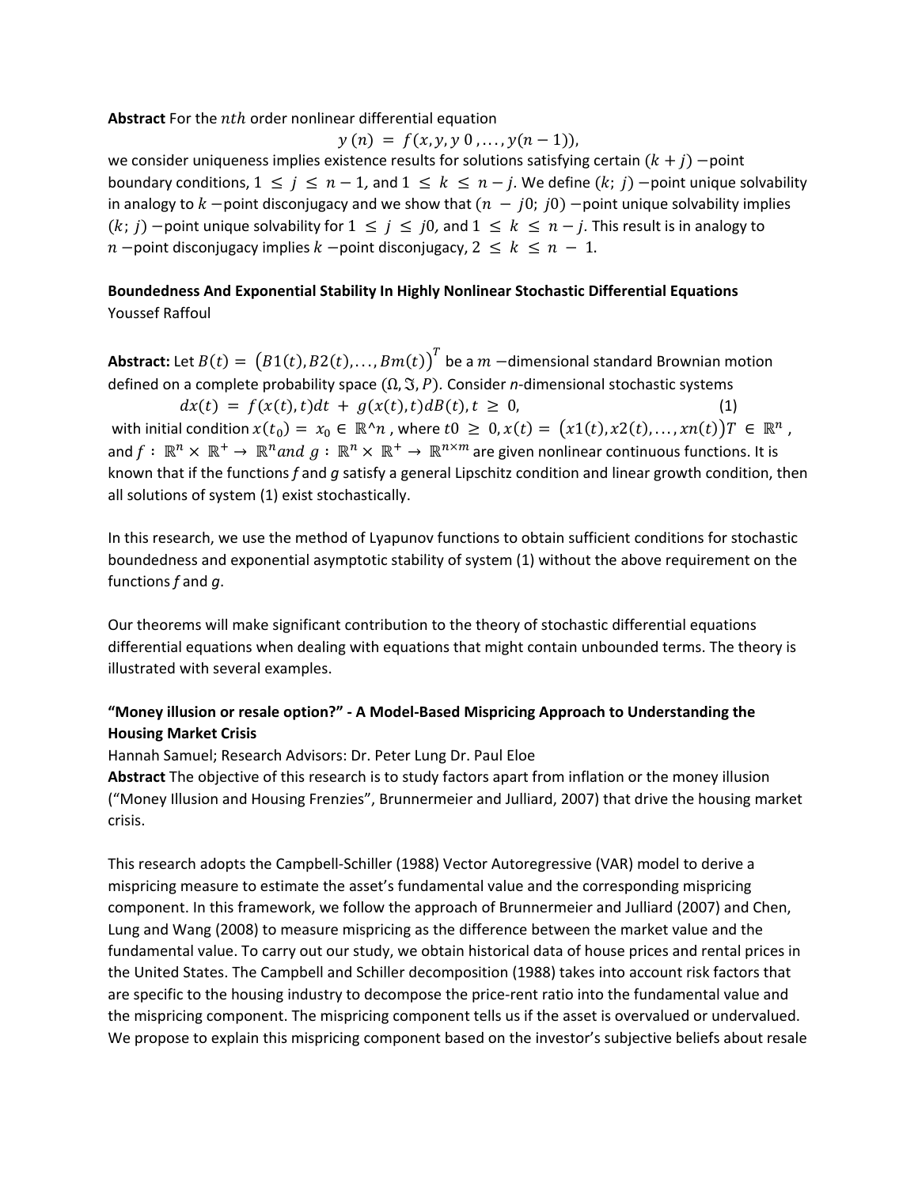**Abstract** For the $nth$ order nonlinear differential equation

$$y(n) = f(x, y, y\,0, \ldots, y(n-1)),$$

we consider uniqueness implies existence results for solutions satisfying certain $(k + j)$ −point boundary conditions, $1 \leq j \leq n - 1$, and $1 \leq k \leq n - j$. We define $(k;\ j)$ −point unique solvability in analogy to $k$ −point disconjugacy and we show that $(n - j0;\ j0)$ −point unique solvability implies $(k;\ j)$ −point unique solvability for $1 \leq j \leq j0$, and $1 \leq k \leq n - j$. This result is in analogy to $n$ −point disconjugacy implies $k$ −point disconjugacy, $2 \leq k \leq n - 1$.

**Boundedness And Exponential Stability In Highly Nonlinear Stochastic Differential Equations**
Youssef Raffoul

**Abstract:** Let $B(t) = \left(B1(t), B2(t), \ldots, Bm(t)\right)^T$ be a $m$ −dimensional standard Brownian motion defined on a complete probability space $(\Omega, \Im, P)$. Consider *n*-dimensional stochastic systems

$$dx(t) = f(x(t), t)dt + g(x(t), t)dB(t), t \geq 0, \qquad (1)$$

with initial condition $x(t_0) = x_0 \in \mathbb{R}$^$n$, where $t0 \geq 0, x(t) = \left(x1(t), x2(t), \ldots, xn(t)\right)T \in \mathbb{R}^n$, and $f : \mathbb{R}^n \times \mathbb{R}^+ \rightarrow \mathbb{R}^n and\ g : \mathbb{R}^n \times \mathbb{R}^+ \rightarrow \mathbb{R}^{n \times m}$ are given nonlinear continuous functions. It is known that if the functions *f* and *g* satisfy a general Lipschitz condition and linear growth condition, then all solutions of system (1) exist stochastically.

In this research, we use the method of Lyapunov functions to obtain sufficient conditions for stochastic boundedness and exponential asymptotic stability of system (1) without the above requirement on the functions *f* and *g*.

Our theorems will make significant contribution to the theory of stochastic differential equations differential equations when dealing with equations that might contain unbounded terms. The theory is illustrated with several examples.

**"Money illusion or resale option?" - A Model-Based Mispricing Approach to Understanding the Housing Market Crisis**
Hannah Samuel; Research Advisors: Dr. Peter Lung Dr. Paul Eloe

**Abstract** The objective of this research is to study factors apart from inflation or the money illusion ("Money Illusion and Housing Frenzies", Brunnermeier and Julliard, 2007) that drive the housing market crisis.

This research adopts the Campbell-Schiller (1988) Vector Autoregressive (VAR) model to derive a mispricing measure to estimate the asset's fundamental value and the corresponding mispricing component. In this framework, we follow the approach of Brunnermeier and Julliard (2007) and Chen, Lung and Wang (2008) to measure mispricing as the difference between the market value and the fundamental value. To carry out our study, we obtain historical data of house prices and rental prices in the United States. The Campbell and Schiller decomposition (1988) takes into account risk factors that are specific to the housing industry to decompose the price-rent ratio into the fundamental value and the mispricing component. The mispricing component tells us if the asset is overvalued or undervalued. We propose to explain this mispricing component based on the investor's subjective beliefs about resale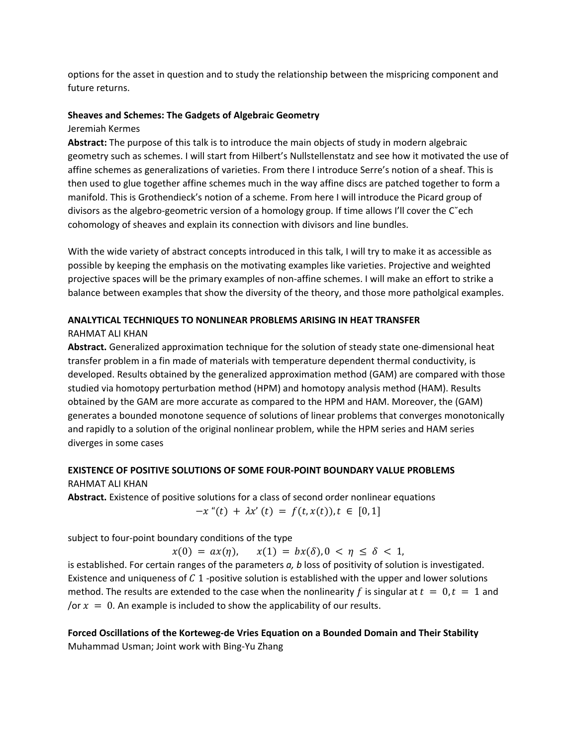options for the asset in question and to study the relationship between the mispricing component and future returns.

**Sheaves and Schemes: The Gadgets of Algebraic Geometry**

Jeremiah Kermes

**Abstract:** The purpose of this talk is to introduce the main objects of study in modern algebraic geometry such as schemes. I will start from Hilbert's Nullstellenstatz and see how it motivated the use of affine schemes as generalizations of varieties. From there I introduce Serre's notion of a sheaf. This is then used to glue together affine schemes much in the way affine discs are patched together to form a manifold. This is Grothendieck's notion of a scheme. From here I will introduce the Picard group of divisors as the algebro-geometric version of a homology group. If time allows I'll cover the Cˇech cohomology of sheaves and explain its connection with divisors and line bundles.

With the wide variety of abstract concepts introduced in this talk, I will try to make it as accessible as possible by keeping the emphasis on the motivating examples like varieties. Projective and weighted projective spaces will be the primary examples of non-affine schemes. I will make an effort to strike a balance between examples that show the diversity of the theory, and those more patholgical examples.

**ANALYTICAL TECHNIQUES TO NONLINEAR PROBLEMS ARISING IN HEAT TRANSFER**

RAHMAT ALI KHAN

**Abstract.** Generalized approximation technique for the solution of steady state one-dimensional heat transfer problem in a fin made of materials with temperature dependent thermal conductivity, is developed. Results obtained by the generalized approximation method (GAM) are compared with those studied via homotopy perturbation method (HPM) and homotopy analysis method (HAM). Results obtained by the GAM are more accurate as compared to the HPM and HAM. Moreover, the (GAM) generates a bounded monotone sequence of solutions of linear problems that converges monotonically and rapidly to a solution of the original nonlinear problem, while the HPM series and HAM series diverges in some cases

**EXISTENCE OF POSITIVE SOLUTIONS OF SOME FOUR-POINT BOUNDARY VALUE PROBLEMS**

RAHMAT ALI KHAN

**Abstract.** Existence of positive solutions for a class of second order nonlinear equations

$$-x''(t) + \lambda x'(t) = f(t, x(t)), t \in [0,1]$$

subject to four-point boundary conditions of the type

$$x(0) = ax(\eta), \quad x(1) = bx(\delta), 0 < \eta \leq \delta < 1,$$

is established. For certain ranges of the parameters *a, b* loss of positivity of solution is investigated. Existence and uniqueness of $C$ 1 -positive solution is established with the upper and lower solutions method. The results are extended to the case when the nonlinearity $f$ is singular at $t = 0, t = 1$ and /or $x = 0$. An example is included to show the applicability of our results.

**Forced Oscillations of the Korteweg-de Vries Equation on a Bounded Domain and Their Stability**

Muhammad Usman; Joint work with Bing-Yu Zhang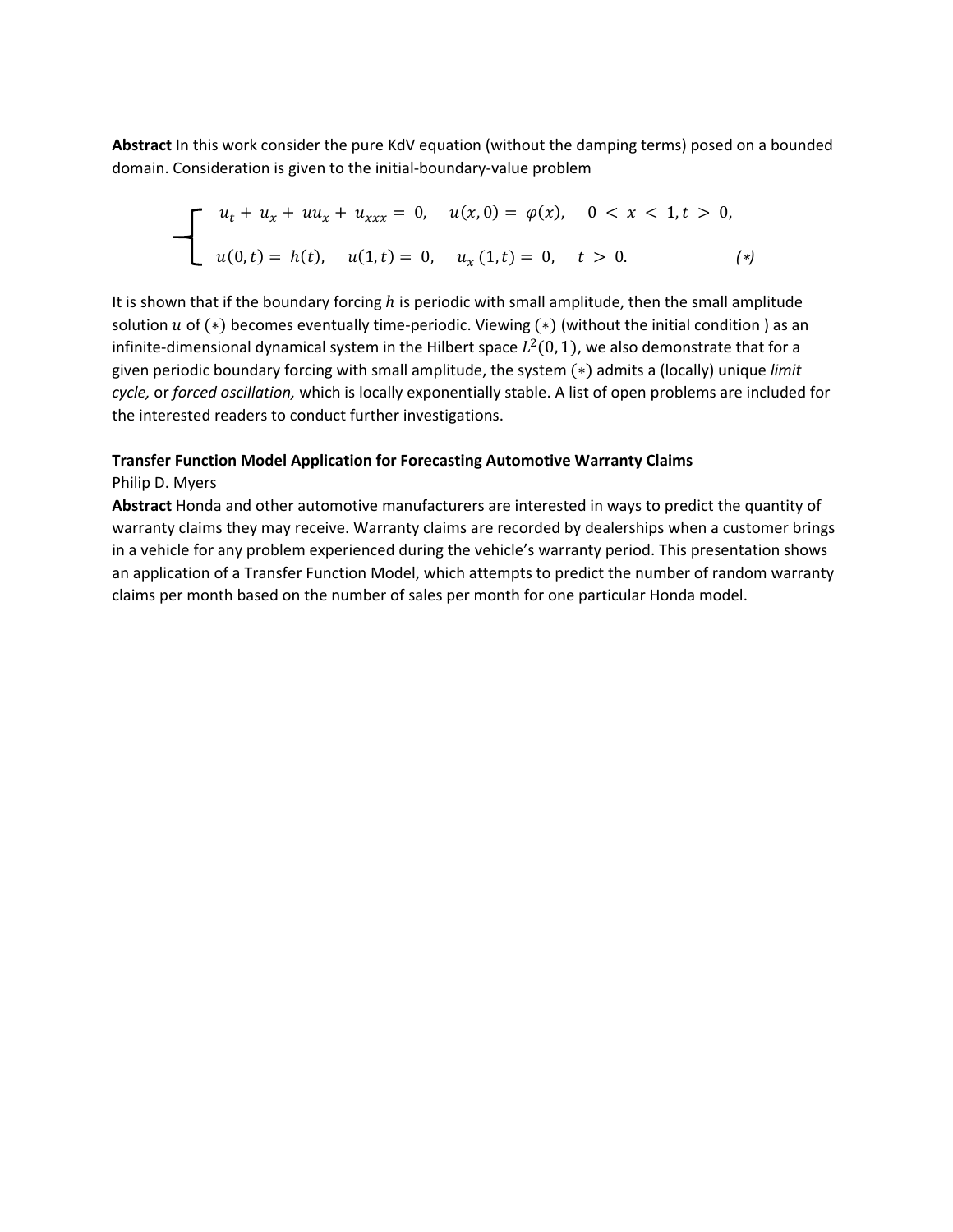**Abstract** In this work consider the pure KdV equation (without the damping terms) posed on a bounded domain. Consideration is given to the initial-boundary-value problem

$$
\begin{cases}
u_t + u_x + uu_x + u_{xxx} = 0, \quad u(x,0) = \varphi(x), \quad 0 < x < 1, t > 0, \\
u(0,t) = h(t), \quad u(1,t) = 0, \quad u_x(1,t) = 0, \quad t > 0.
\end{cases} \tag{*}
$$

It is shown that if the boundary forcing $h$ is periodic with small amplitude, then the small amplitude solution $u$ of $(*)$ becomes eventually time-periodic. Viewing $(*)$ (without the initial condition ) as an infinite-dimensional dynamical system in the Hilbert space $L^2(0,1)$, we also demonstrate that for a given periodic boundary forcing with small amplitude, the system $(*)$ admits a (locally) unique *limit cycle,* or *forced oscillation,* which is locally exponentially stable. A list of open problems are included for the interested readers to conduct further investigations.

**Transfer Function Model Application for Forecasting Automotive Warranty Claims**

Philip D. Myers

**Abstract** Honda and other automotive manufacturers are interested in ways to predict the quantity of warranty claims they may receive. Warranty claims are recorded by dealerships when a customer brings in a vehicle for any problem experienced during the vehicle's warranty period. This presentation shows an application of a Transfer Function Model, which attempts to predict the number of random warranty claims per month based on the number of sales per month for one particular Honda model.